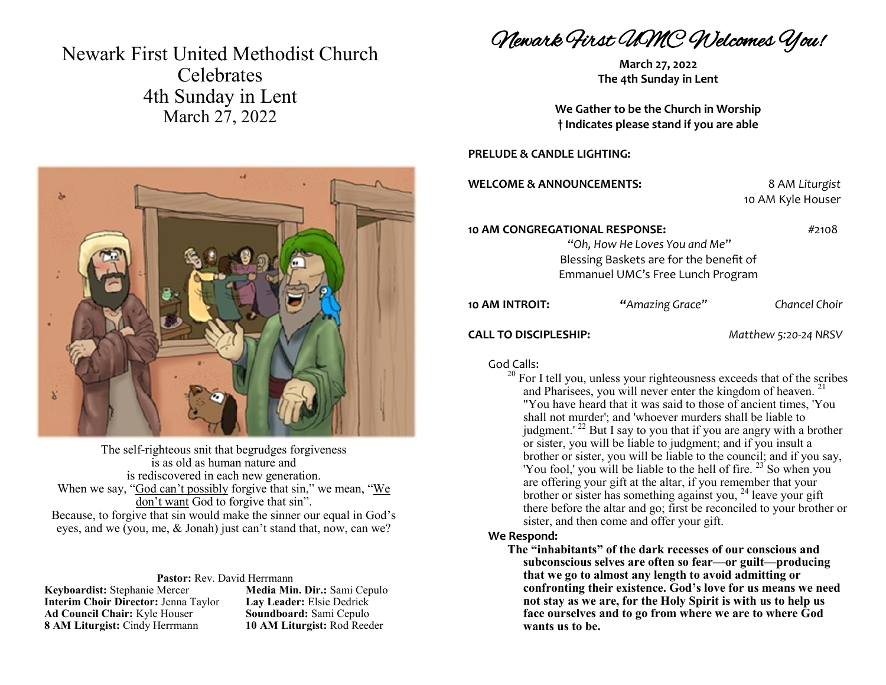# Newark First United Methodist Church Celebrates 4th Sunday in Lent

March 27, 2022

The self-righteous snit that begrudges forgiveness is as old as human nature and is rediscovered in each new generation. When we say, "God can't possibly forgive that sin," we mean, "We don't want God to forgive that sin". Because, to forgive that sin would make the sinner our equal in God's eyes, and we (you, me, & Jonah) just can't stand that, now, can we?

**Pastor:** Rev. David Herrmann
**Keyboardist:** Stephanie Mercer
**Interim Choir Director:** Jenna Taylor
**Ad Council Chair:** Kyle Houser
**8 AM Liturgist:** Cindy Herrmann
**Media Min. Dir.:** Sami Cepulo
**Lay Leader:** Elsie Dedrick
**Soundboard:** Sami Cepulo
**10 AM Liturgist:** Rod Reeder

# *Newark First UMC Welcomes You!*

**March 27, 2022**
**The 4th Sunday in Lent**

**We Gather to be the Church in Worship**
**† Indicates please stand if you are able**

**PRELUDE & CANDLE LIGHTING:**

**WELCOME & ANNOUNCEMENTS:** 8 AM *Liturgist* / 10 AM Kyle Houser

**10 AM CONGREGATIONAL RESPONSE:** #2108
*"Oh, How He Loves You and Me"*
Blessing Baskets are for the benefit of Emmanuel UMC's Free Lunch Program

**10 AM INTROIT:** *"Amazing Grace"* — *Chancel Choir*

**CALL TO DISCIPLESHIP:** *Matthew 5:20-24 NRSV*

God Calls:

[20] For I tell you, unless your righteousness exceeds that of the scribes and Pharisees, you will never enter the kingdom of heaven. [21] "You have heard that it was said to those of ancient times, 'You shall not murder'; and 'whoever murders shall be liable to judgment.' [22] But I say to you that if you are angry with a brother or sister, you will be liable to judgment; and if you insult a brother or sister, you will be liable to the council; and if you say, 'You fool,' you will be liable to the hell of fire. [23] So when you are offering your gift at the altar, if you remember that your brother or sister has something against you, [24] leave your gift there before the altar and go; first be reconciled to your brother or sister, and then come and offer your gift.

**We Respond:**

**The "inhabitants" of the dark recesses of our conscious and subconscious selves are often so fear—or guilt—producing that we go to almost any length to avoid admitting or confronting their existence. God's love for us means we need not stay as we are, for the Holy Spirit is with us to help us face ourselves and to go from where we are to where God wants us to be.**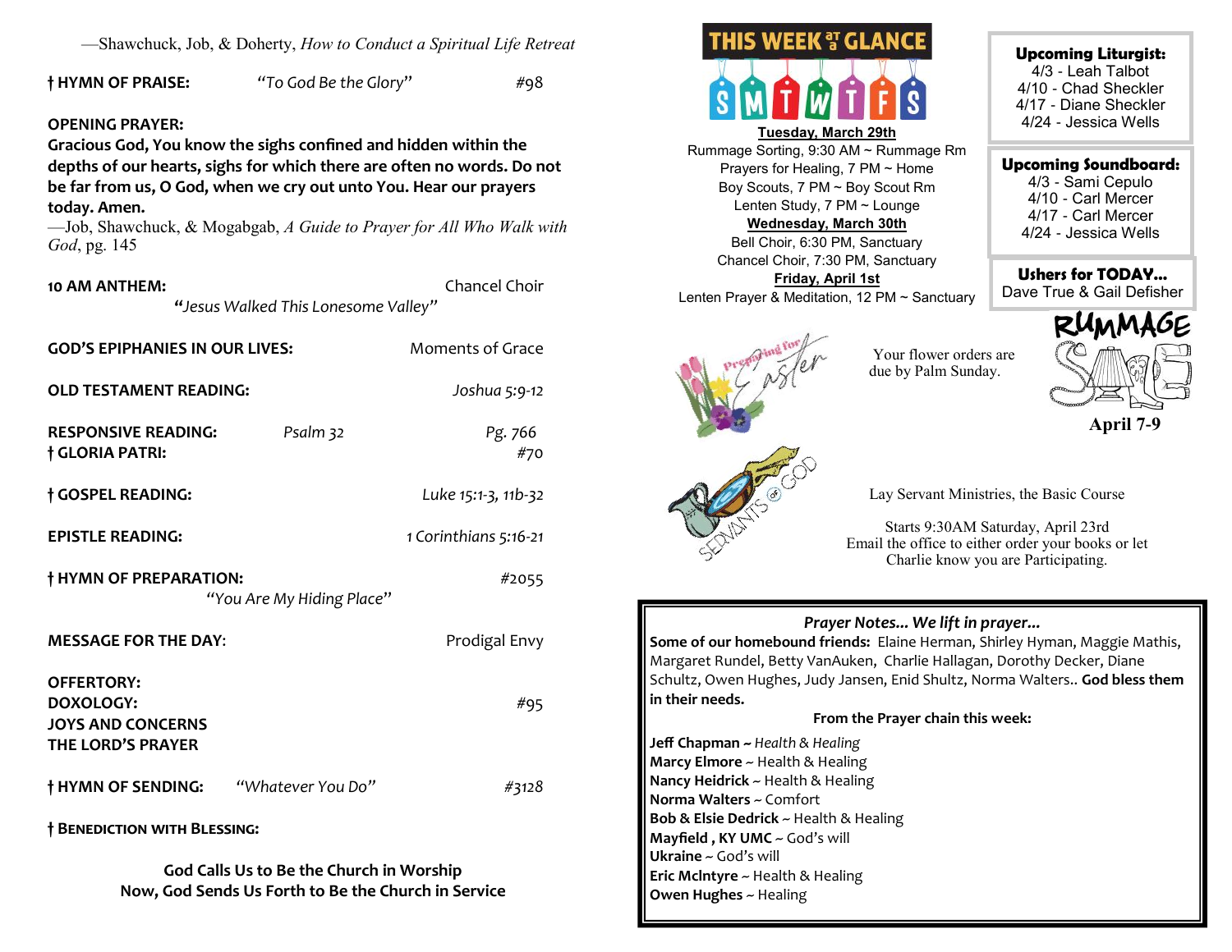—Shawchuck, Job, & Doherty, *How to Conduct a Spiritual Life Retreat*

**† HYMN OF PRAISE:** *"To God Be the Glory"* #98

**OPENING PRAYER:**
**Gracious God, You know the sighs confined and hidden within the depths of our hearts, sighs for which there are often no words. Do not be far from us, O God, when we cry out unto You. Hear our prayers today. Amen.**
—Job, Shawchuck, & Mogabgab, *A Guide to Prayer for All Who Walk with God*, pg. 145

**10 AM ANTHEM:** Chancel Choir
*"Jesus Walked This Lonesome Valley"*

**GOD'S EPIPHANIES IN OUR LIVES:** Moments of Grace

**OLD TESTAMENT READING:** *Joshua 5:9-12*

**RESPONSIVE READING:** *Psalm 32* *Pg. 766*
**† GLORIA PATRI:** *#70*

**† GOSPEL READING:** *Luke 15:1-3, 11b-32*

**EPISTLE READING:** *1 Corinthians 5:16-21*

**† HYMN OF PREPARATION:** *#2055*
*"You Are My Hiding Place"*

**MESSAGE FOR THE DAY:** Prodigal Envy

**OFFERTORY:**
**DOXOLOGY:** *#95*
**JOYS AND CONCERNS**
**THE LORD'S PRAYER**

**† HYMN OF SENDING:** *"Whatever You Do"* *#3128*

**† BENEDICTION WITH BLESSING:**

**God Calls Us to Be the Church in Worship**
**Now, God Sends Us Forth to Be the Church in Service**

## THIS WEEK at a GLANCE

S M T W T F S

**Tuesday, March 29th**
Rummage Sorting, 9:30 AM ~ Rummage Rm
Prayers for Healing, 7 PM ~ Home
Boy Scouts, 7 PM ~ Boy Scout Rm
Lenten Study, 7 PM ~ Lounge

**Wednesday, March 30th**
Bell Choir, 6:30 PM, Sanctuary
Chancel Choir, 7:30 PM, Sanctuary

**Friday, April 1st**
Lenten Prayer & Meditation, 12 PM ~ Sanctuary

**Upcoming Liturgist:**
4/3 - Leah Talbot
4/10 - Chad Sheckler
4/17 - Diane Sheckler
4/24 - Jessica Wells

**Upcoming Soundboard:**
4/3 - Sami Cepulo
4/10 - Carl Mercer
4/17 - Carl Mercer
4/24 - Jessica Wells

**Ushers for TODAY...**
Dave True & Gail Defisher

Preparing for Easter

Your flower orders are due by Palm Sunday.

RUMMAGE SALE
**April 7-9**

SERVANTS of GOD

Lay Servant Ministries, the Basic Course

Starts 9:30AM Saturday, April 23rd
Email the office to either order your books or let Charlie know you are Participating.

*Prayer Notes... We lift in prayer...*

**Some of our homebound friends:** Elaine Herman, Shirley Hyman, Maggie Mathis, Margaret Rundel, Betty VanAuken, Charlie Hallagan, Dorothy Decker, Diane Schultz, Owen Hughes, Judy Jansen, Enid Shultz, Norma Walters.. **God bless them in their needs.**

**From the Prayer chain this week:**

**Jeff Chapman ~** *Health & Healing*
**Marcy Elmore** ~ Health & Healing
**Nancy Heidrick** ~ Health & Healing
**Norma Walters** ~ Comfort
**Bob & Elsie Dedrick** ~ Health & Healing
**Mayfield , KY UMC** ~ God's will
**Ukraine** ~ God's will
**Eric McIntyre** ~ Health & Healing
**Owen Hughes** ~ Healing